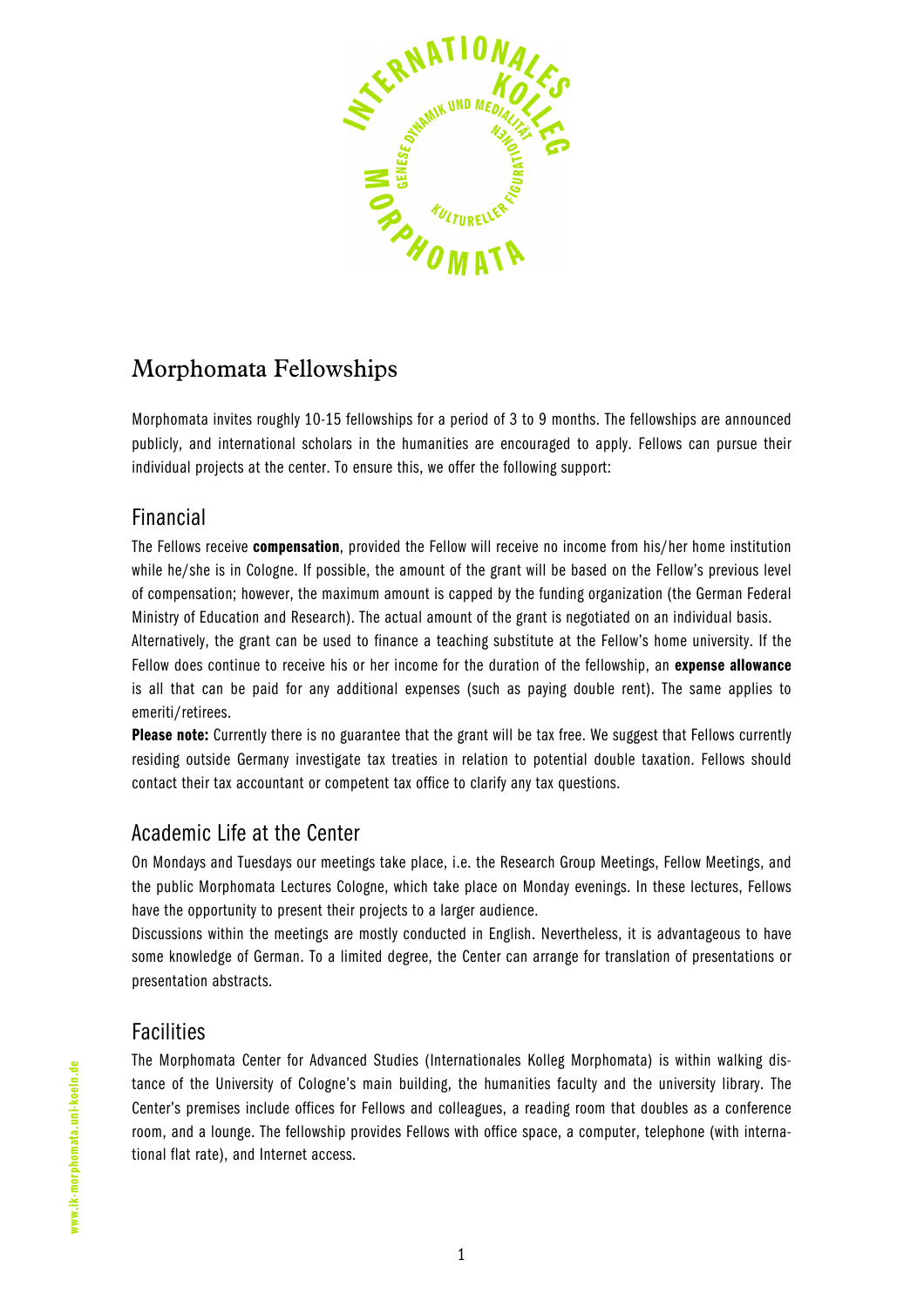# Morphomata Fellowships

Morphomata invites roughly 10-15 fellowships for a period of 3 to 9 months. The fellowships are announced publicly, and international scholars in the humanities are encouraged to apply. Fellows can pursue their individual projects at the center. To ensure this, we offer the following support:

## Financial

The Fellows receive **compensation**, provided the Fellow will receive no income from his/her home institution while he/she is in Cologne. If possible, the amount of the grant will be based on the Fellow's previous level of compensation; however, the maximum amount is capped by the funding organization (the German Federal Ministry of Education and Research). The actual amount of the grant is negotiated on an individual basis.

Alternatively, the grant can be used to finance a teaching substitute at the Fellow's home university. If the Fellow does continue to receive his or her income for the duration of the fellowship, an **expense allowance** is all that can be paid for any additional expenses (such as paying double rent). The same applies to emeriti/retirees.

**Please note:** Currently there is no guarantee that the grant will be tax free. We suggest that Fellows currently residing outside Germany investigate tax treaties in relation to potential double taxation. Fellows should contact their tax accountant or competent tax office to clarify any tax questions.

## Academic Life at the Center

On Mondays and Tuesdays our meetings take place, i.e. the Research Group Meetings, Fellow Meetings, and the public Morphomata Lectures Cologne, which take place on Monday evenings. In these lectures, Fellows have the opportunity to present their projects to a larger audience.

Discussions within the meetings are mostly conducted in English. Nevertheless, it is advantageous to have some knowledge of German. To a limited degree, the Center can arrange for translation of presentations or presentation abstracts.

## Facilities

The Morphomata Center for Advanced Studies (Internationales Kolleg Morphomata) is within walking distance of the University of Cologne's main building, the humanities faculty and the university library. The Center's premises include offices for Fellows and colleagues, a reading room that doubles as a conference room, and a lounge. The fellowship provides Fellows with office space, a computer, telephone (with international flat rate), and Internet access.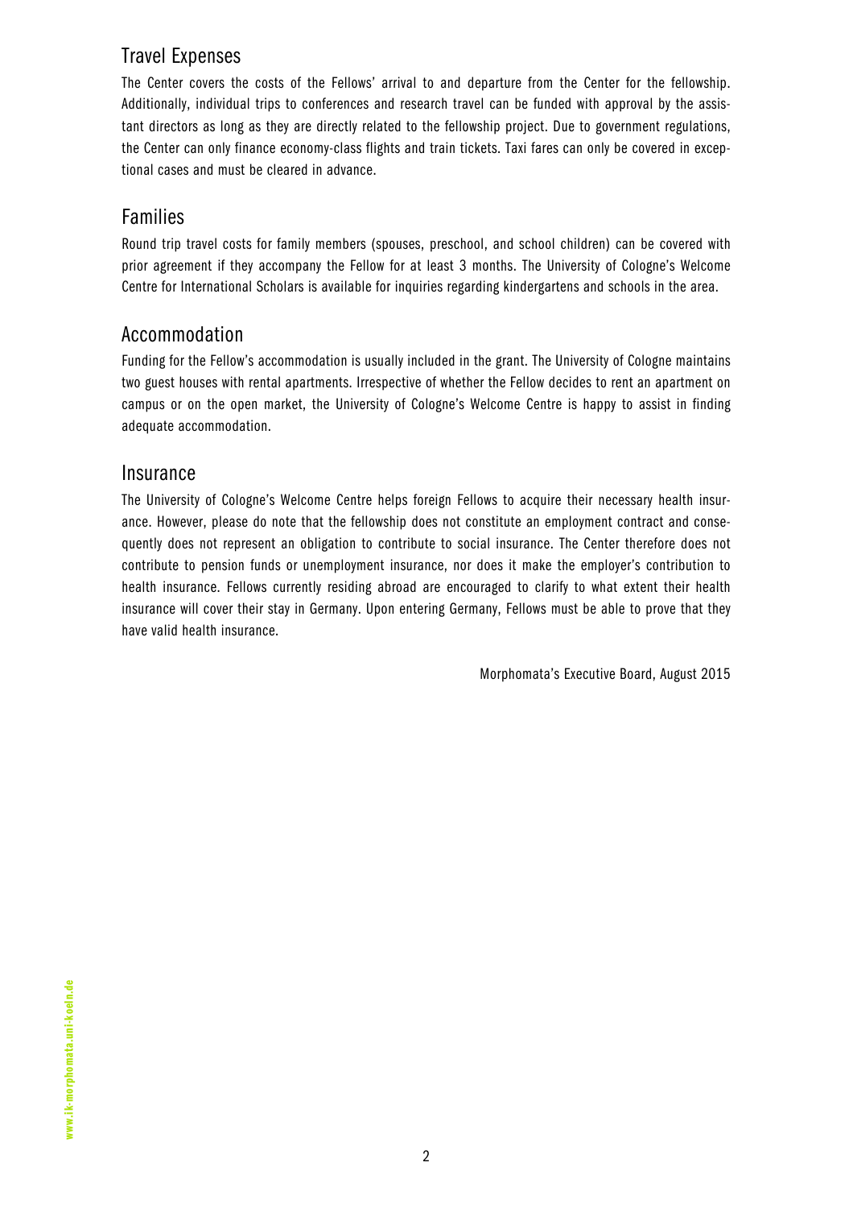## Travel Expenses

The Center covers the costs of the Fellows' arrival to and departure from the Center for the fellowship. Additionally, individual trips to conferences and research travel can be funded with approval by the assistant directors as long as they are directly related to the fellowship project. Due to government regulations, the Center can only finance economy-class flights and train tickets. Taxi fares can only be covered in exceptional cases and must be cleared in advance.

## Families

Round trip travel costs for family members (spouses, preschool, and school children) can be covered with prior agreement if they accompany the Fellow for at least 3 months. The University of Cologne's Welcome Centre for International Scholars is available for inquiries regarding kindergartens and schools in the area.

## Accommodation

Funding for the Fellow's accommodation is usually included in the grant. The University of Cologne maintains two guest houses with rental apartments. Irrespective of whether the Fellow decides to rent an apartment on campus or on the open market, the University of Cologne's Welcome Centre is happy to assist in finding adequate accommodation.

## Insurance

The University of Cologne's Welcome Centre helps foreign Fellows to acquire their necessary health insurance. However, please do note that the fellowship does not constitute an employment contract and consequently does not represent an obligation to contribute to social insurance. The Center therefore does not contribute to pension funds or unemployment insurance, nor does it make the employer's contribution to health insurance. Fellows currently residing abroad are encouraged to clarify to what extent their health insurance will cover their stay in Germany. Upon entering Germany, Fellows must be able to prove that they have valid health insurance.

Morphomata's Executive Board, August 2015